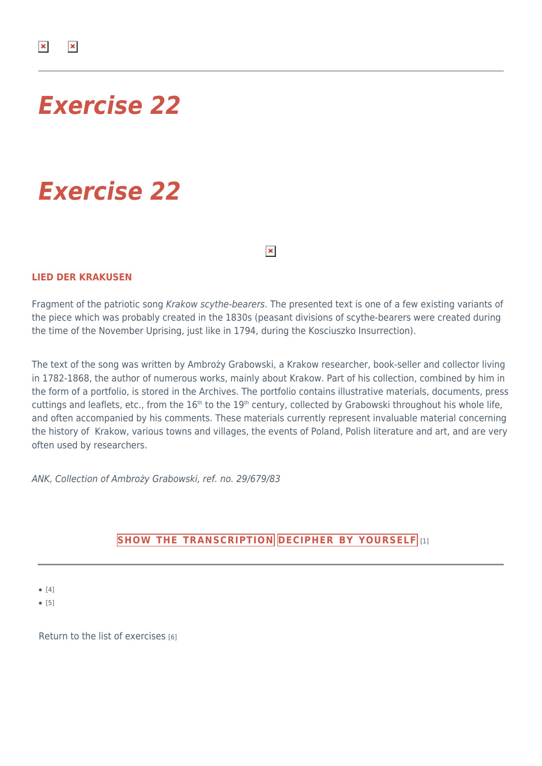# *Exercise 22*

# *Exercise 22*

### LIED DER KRAKUSEN

Fragment of the patriotic song *Krakow scythe-bearers*. The presented text is one of a few existing variants of the piece which was probably created in the 1830s (peasant divisions of scythe-bearers were created during the time of the November Uprising, just like in 1794, during the Kosciuszko Insurrection).

The text of the song was written by Ambroży Grabowski, a Krakow researcher, book-seller and collector living in 1782-1868, the author of numerous works, mainly about Krakow. Part of his collection, combined by him in the form of a portfolio, is stored in the Archives. The portfolio contains illustrative materials, documents, press cuttings and leaflets, etc., from the 16th to the 19th century, collected by Grabowski throughout his whole life, and often accompanied by his comments. These materials currently represent invaluable material concerning the history of Krakow, various towns and villages, the events of Poland, Polish literature and art, and are very often used by researchers.

*ANK, Collection of Ambroży Grabowski, ref. no. 29/679/83*

**SHOW THE TRANSCRIPTION** **DECIPHER BY YOURSELF** [1]

- [4]
- [5]

Return to the list of exercises [6]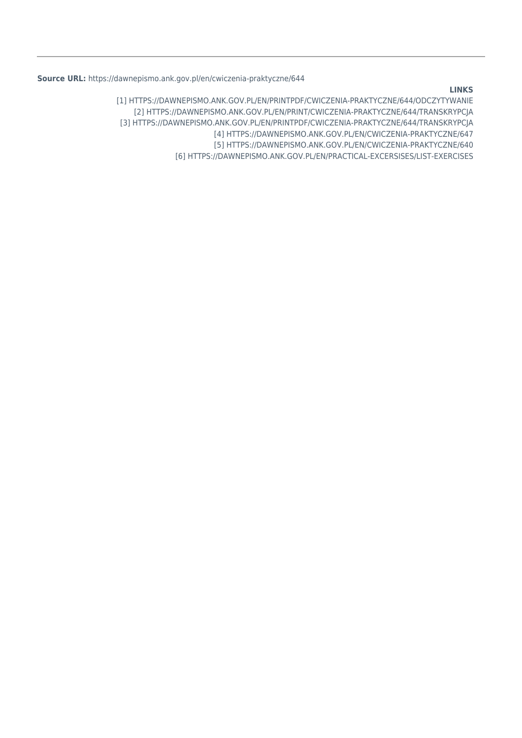---

**Source URL:** https://dawnepismo.ank.gov.pl/en/cwiczenia-praktyczne/644

**LINKS**

[1] HTTPS://DAWNEPISMO.ANK.GOV.PL/EN/PRINTPDF/CWICZENIA-PRAKTYCZNE/644/ODCZYTYWANIE
[2] HTTPS://DAWNEPISMO.ANK.GOV.PL/EN/PRINT/CWICZENIA-PRAKTYCZNE/644/TRANSKRYPCJA
[3] HTTPS://DAWNEPISMO.ANK.GOV.PL/EN/PRINTPDF/CWICZENIA-PRAKTYCZNE/644/TRANSKRYPCJA
[4] HTTPS://DAWNEPISMO.ANK.GOV.PL/EN/CWICZENIA-PRAKTYCZNE/647
[5] HTTPS://DAWNEPISMO.ANK.GOV.PL/EN/CWICZENIA-PRAKTYCZNE/640
[6] HTTPS://DAWNEPISMO.ANK.GOV.PL/EN/PRACTICAL-EXCERSISES/LIST-EXERCISES